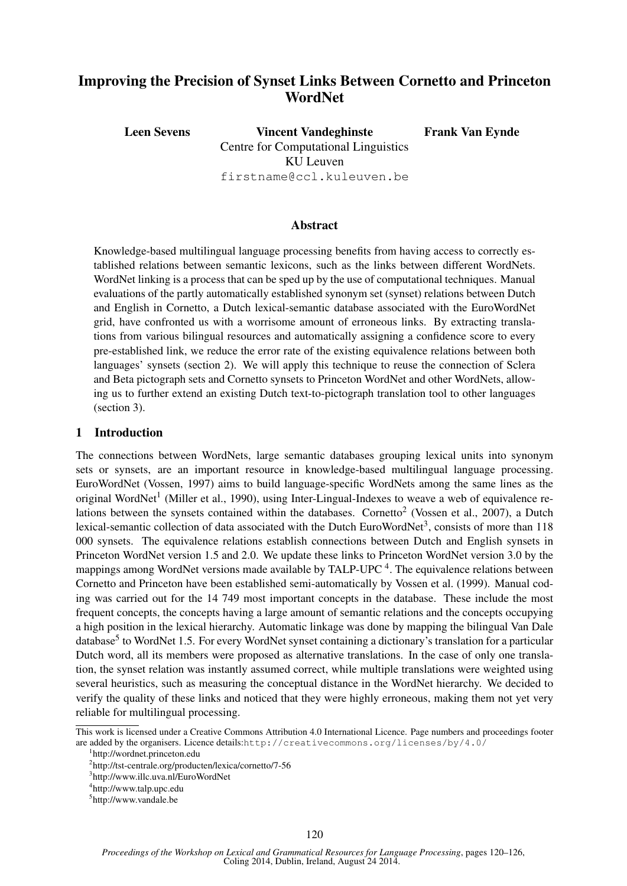# Improving the Precision of Synset Links Between Cornetto and Princeton WordNet

**Leen Sevens** **Vincent Vandeghinste** **Frank Van Eynde**

Centre for Computational Linguistics
KU Leuven
firstname@ccl.kuleuven.be

## Abstract

Knowledge-based multilingual language processing benefits from having access to correctly established relations between semantic lexicons, such as the links between different WordNets. WordNet linking is a process that can be sped up by the use of computational techniques. Manual evaluations of the partly automatically established synonym set (synset) relations between Dutch and English in Cornetto, a Dutch lexical-semantic database associated with the EuroWordNet grid, have confronted us with a worrisome amount of erroneous links. By extracting translations from various bilingual resources and automatically assigning a confidence score to every pre-established link, we reduce the error rate of the existing equivalence relations between both languages' synsets (section 2). We will apply this technique to reuse the connection of Sclera and Beta pictograph sets and Cornetto synsets to Princeton WordNet and other WordNets, allowing us to further extend an existing Dutch text-to-pictograph translation tool to other languages (section 3).

## 1 Introduction

The connections between WordNets, large semantic databases grouping lexical units into synonym sets or synsets, are an important resource in knowledge-based multilingual language processing. EuroWordNet (Vossen, 1997) aims to build language-specific WordNets among the same lines as the original WordNet[1] (Miller et al., 1990), using Inter-Lingual-Indexes to weave a web of equivalence relations between the synsets contained within the databases. Cornetto[2] (Vossen et al., 2007), a Dutch lexical-semantic collection of data associated with the Dutch EuroWordNet[3], consists of more than 118 000 synsets. The equivalence relations establish connections between Dutch and English synsets in Princeton WordNet version 1.5 and 2.0. We update these links to Princeton WordNet version 3.0 by the mappings among WordNet versions made available by TALP-UPC [4]. The equivalence relations between Cornetto and Princeton have been established semi-automatically by Vossen et al. (1999). Manual coding was carried out for the 14 749 most important concepts in the database. These include the most frequent concepts, the concepts having a large amount of semantic relations and the concepts occupying a high position in the lexical hierarchy. Automatic linkage was done by mapping the bilingual Van Dale database[5] to WordNet 1.5. For every WordNet synset containing a dictionary's translation for a particular Dutch word, all its members were proposed as alternative translations. In the case of only one translation, the synset relation was instantly assumed correct, while multiple translations were weighted using several heuristics, such as measuring the conceptual distance in the WordNet hierarchy. We decided to verify the quality of these links and noticed that they were highly erroneous, making them not yet very reliable for multilingual processing.

This work is licensed under a Creative Commons Attribution 4.0 International Licence. Page numbers and proceedings footer are added by the organisers. Licence details: http://creativecommons.org/licenses/by/4.0/

[1] http://wordnet.princeton.edu

[2] http://tst-centrale.org/producten/lexica/cornetto/7-56

[3] http://www.illc.uva.nl/EuroWordNet

[4] http://www.talp.upc.edu

[5] http://www.vandale.be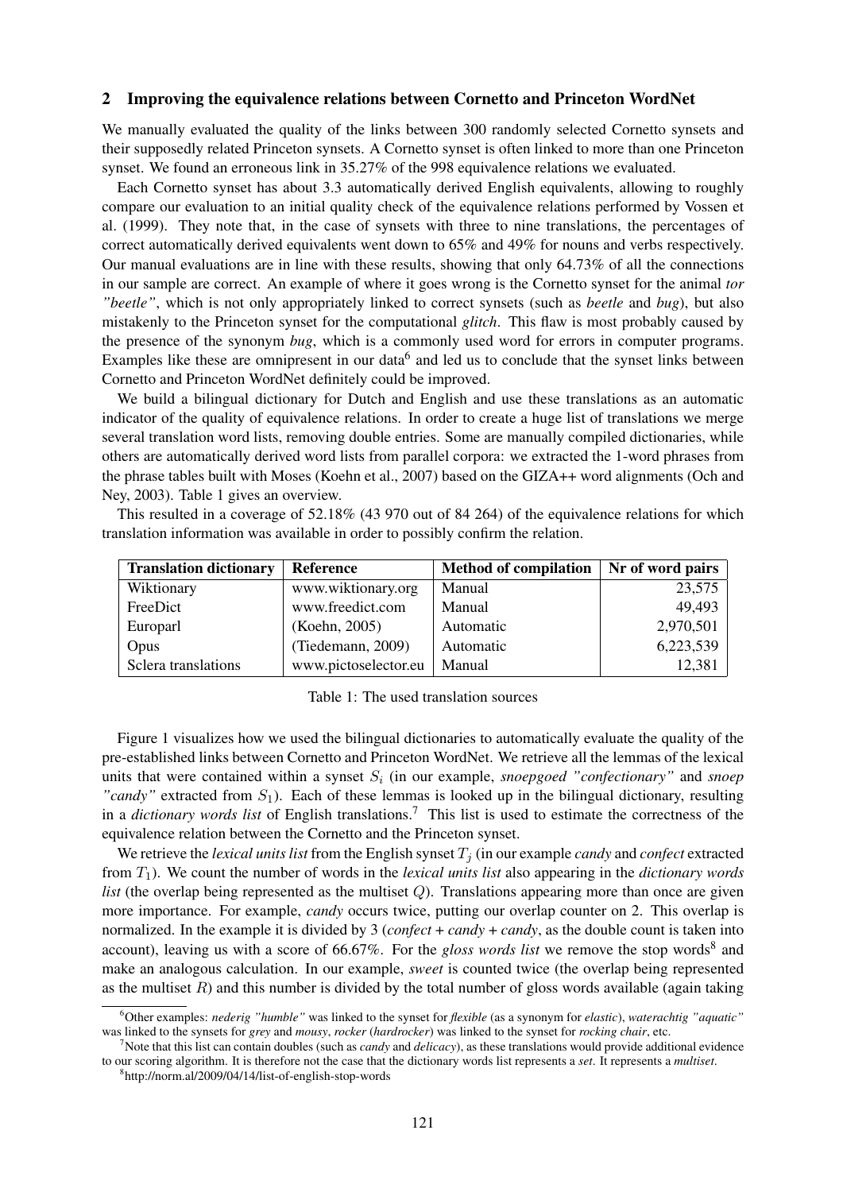## 2 Improving the equivalence relations between Cornetto and Princeton WordNet

We manually evaluated the quality of the links between 300 randomly selected Cornetto synsets and their supposedly related Princeton synsets. A Cornetto synset is often linked to more than one Princeton synset. We found an erroneous link in 35.27% of the 998 equivalence relations we evaluated.

Each Cornetto synset has about 3.3 automatically derived English equivalents, allowing to roughly compare our evaluation to an initial quality check of the equivalence relations performed by Vossen et al. (1999). They note that, in the case of synsets with three to nine translations, the percentages of correct automatically derived equivalents went down to 65% and 49% for nouns and verbs respectively. Our manual evaluations are in line with these results, showing that only 64.73% of all the connections in our sample are correct. An example of where it goes wrong is the Cornetto synset for the animal *tor "beetle"*, which is not only appropriately linked to correct synsets (such as *beetle* and *bug*), but also mistakenly to the Princeton synset for the computational *glitch*. This flaw is most probably caused by the presence of the synonym *bug*, which is a commonly used word for errors in computer programs. Examples like these are omnipresent in our data[6] and led us to conclude that the synset links between Cornetto and Princeton WordNet definitely could be improved.

We build a bilingual dictionary for Dutch and English and use these translations as an automatic indicator of the quality of equivalence relations. In order to create a huge list of translations we merge several translation word lists, removing double entries. Some are manually compiled dictionaries, while others are automatically derived word lists from parallel corpora: we extracted the 1-word phrases from the phrase tables built with Moses (Koehn et al., 2007) based on the GIZA++ word alignments (Och and Ney, 2003). Table 1 gives an overview.

This resulted in a coverage of 52.18% (43 970 out of 84 264) of the equivalence relations for which translation information was available in order to possibly confirm the relation.

| Translation dictionary | Reference | Method of compilation | Nr of word pairs |
|---|---|---|---|
| Wiktionary | www.wiktionary.org | Manual | 23,575 |
| FreeDict | www.freedict.com | Manual | 49,493 |
| Europarl | (Koehn, 2005) | Automatic | 2,970,501 |
| Opus | (Tiedemann, 2009) | Automatic | 6,223,539 |
| Sclera translations | www.pictoselector.eu | Manual | 12,381 |

Table 1: The used translation sources

Figure 1 visualizes how we used the bilingual dictionaries to automatically evaluate the quality of the pre-established links between Cornetto and Princeton WordNet. We retrieve all the lemmas of the lexical units that were contained within a synset $S_i$ (in our example, *snoepgoed "confectionary"* and *snoep "candy"* extracted from $S_1$). Each of these lemmas is looked up in the bilingual dictionary, resulting in a *dictionary words list* of English translations.[7] This list is used to estimate the correctness of the equivalence relation between the Cornetto and the Princeton synset.

We retrieve the *lexical units list* from the English synset $T_j$ (in our example *candy* and *confect* extracted from $T_1$). We count the number of words in the *lexical units list* also appearing in the *dictionary words list* (the overlap being represented as the multiset $Q$). Translations appearing more than once are given more importance. For example, *candy* occurs twice, putting our overlap counter on 2. This overlap is normalized. In the example it is divided by 3 (*confect* + *candy* + *candy*, as the double count is taken into account), leaving us with a score of 66.67%. For the *gloss words list* we remove the stop words[8] and make an analogous calculation. In our example, *sweet* is counted twice (the overlap being represented as the multiset $R$) and this number is divided by the total number of gloss words available (again taking

[6] Other examples: *nederig "humble"* was linked to the synset for *flexible* (as a synonym for *elastic*), *waterachtig "aquatic"* was linked to the synsets for *grey* and *mousy*, *rocker* (*hardrocker*) was linked to the synset for *rocking chair*, etc.

[7] Note that this list can contain doubles (such as *candy* and *delicacy*), as these translations would provide additional evidence to our scoring algorithm. It is therefore not the case that the dictionary words list represents a *set*. It represents a *multiset*.

[8] http://norm.al/2009/04/14/list-of-english-stop-words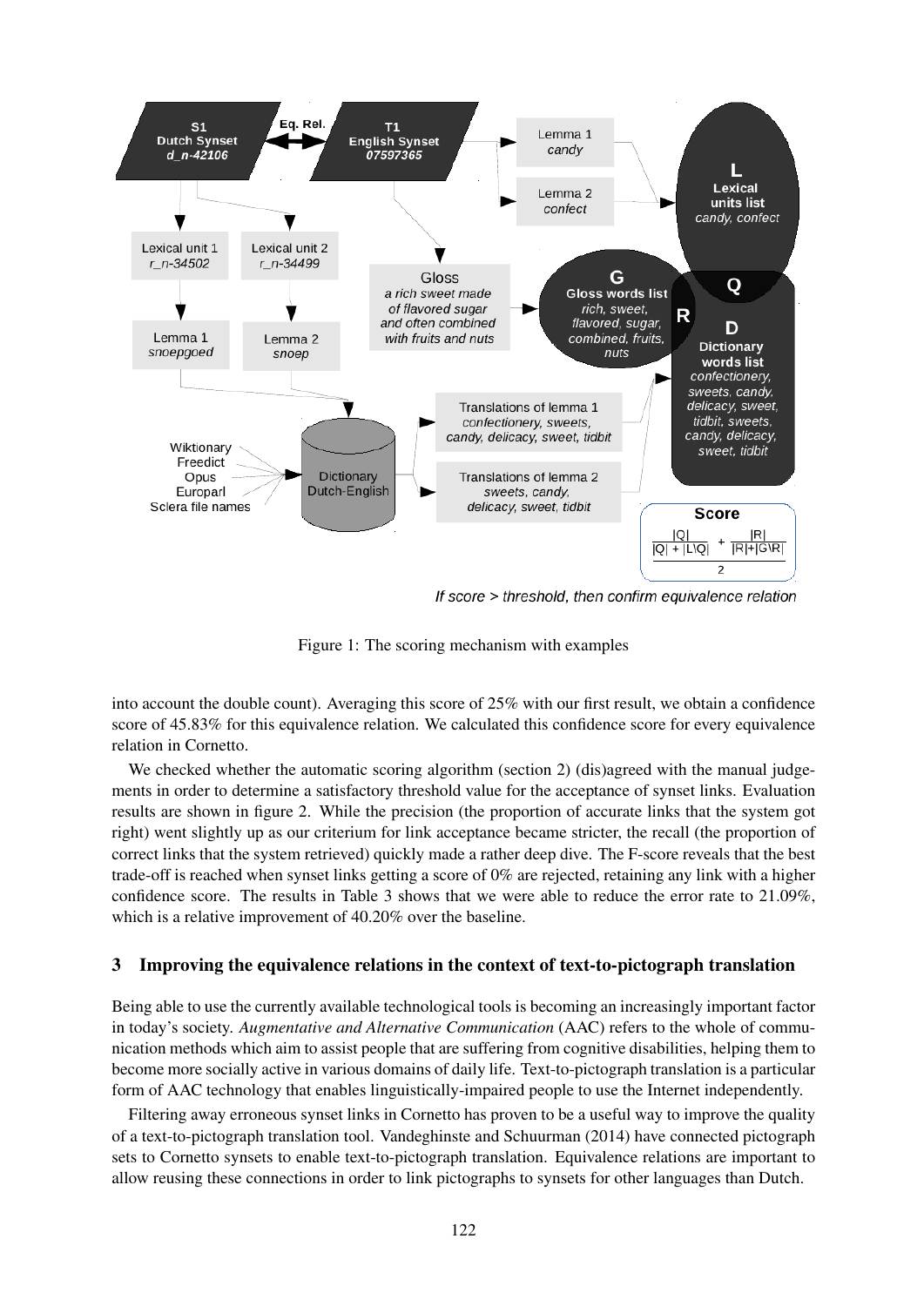Figure 1: The scoring mechanism with examples

into account the double count). Averaging this score of 25% with our first result, we obtain a confidence score of 45.83% for this equivalence relation. We calculated this confidence score for every equivalence relation in Cornetto.

We checked whether the automatic scoring algorithm (section 2) (dis)agreed with the manual judgements in order to determine a satisfactory threshold value for the acceptance of synset links. Evaluation results are shown in figure 2. While the precision (the proportion of accurate links that the system got right) went slightly up as our criterium for link acceptance became stricter, the recall (the proportion of correct links that the system retrieved) quickly made a rather deep dive. The F-score reveals that the best trade-off is reached when synset links getting a score of 0% are rejected, retaining any link with a higher confidence score. The results in Table 3 shows that we were able to reduce the error rate to 21.09%, which is a relative improvement of 40.20% over the baseline.

## 3 Improving the equivalence relations in the context of text-to-pictograph translation

Being able to use the currently available technological tools is becoming an increasingly important factor in today's society. *Augmentative and Alternative Communication* (AAC) refers to the whole of communication methods which aim to assist people that are suffering from cognitive disabilities, helping them to become more socially active in various domains of daily life. Text-to-pictograph translation is a particular form of AAC technology that enables linguistically-impaired people to use the Internet independently.

Filtering away erroneous synset links in Cornetto has proven to be a useful way to improve the quality of a text-to-pictograph translation tool. Vandeghinste and Schuurman (2014) have connected pictograph sets to Cornetto synsets to enable text-to-pictograph translation. Equivalence relations are important to allow reusing these connections in order to link pictographs to synsets for other languages than Dutch.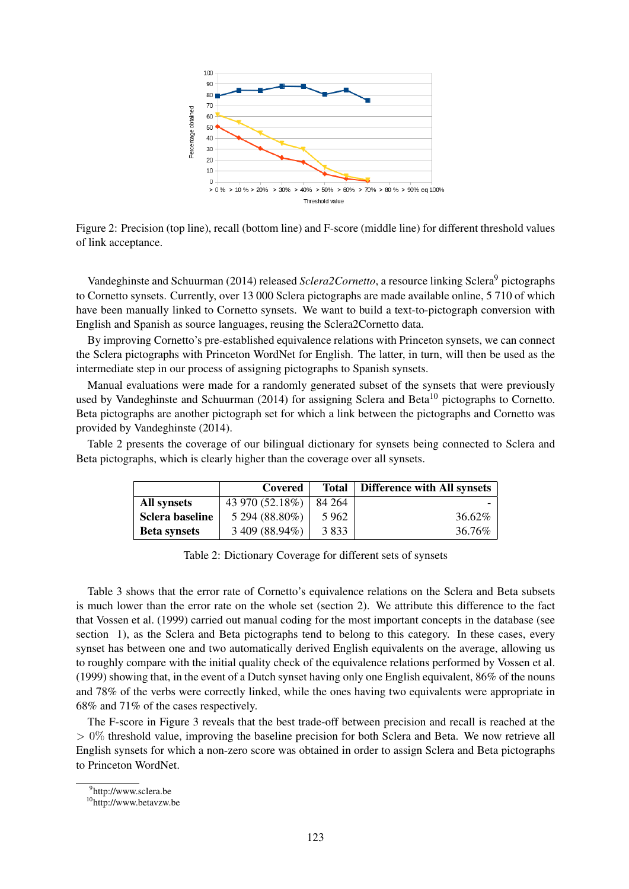Figure 2: Precision (top line), recall (bottom line) and F-score (middle line) for different threshold values of link acceptance.

Vandeghinste and Schuurman (2014) released *Sclera2Cornetto*, a resource linking Sclera[9] pictographs to Cornetto synsets. Currently, over 13 000 Sclera pictographs are made available online, 5 710 of which have been manually linked to Cornetto synsets. We want to build a text-to-pictograph conversion with English and Spanish as source languages, reusing the Sclera2Cornetto data.

By improving Cornetto's pre-established equivalence relations with Princeton synsets, we can connect the Sclera pictographs with Princeton WordNet for English. The latter, in turn, will then be used as the intermediate step in our process of assigning pictographs to Spanish synsets.

Manual evaluations were made for a randomly generated subset of the synsets that were previously used by Vandeghinste and Schuurman (2014) for assigning Sclera and Beta[10] pictographs to Cornetto. Beta pictographs are another pictograph set for which a link between the pictographs and Cornetto was provided by Vandeghinste (2014).

Table 2 presents the coverage of our bilingual dictionary for synsets being connected to Sclera and Beta pictographs, which is clearly higher than the coverage over all synsets.

| | Covered | Total | Difference with All synsets |
|---|---|---|---|
| **All synsets** | 43 970 (52.18%) | 84 264 | - |
| **Sclera baseline** | 5 294 (88.80%) | 5 962 | 36.62% |
| **Beta synsets** | 3 409 (88.94%) | 3 833 | 36.76% |

Table 2: Dictionary Coverage for different sets of synsets

Table 3 shows that the error rate of Cornetto's equivalence relations on the Sclera and Beta subsets is much lower than the error rate on the whole set (section 2). We attribute this difference to the fact that Vossen et al. (1999) carried out manual coding for the most important concepts in the database (see section 1), as the Sclera and Beta pictographs tend to belong to this category. In these cases, every synset has between one and two automatically derived English equivalents on the average, allowing us to roughly compare with the initial quality check of the equivalence relations performed by Vossen et al. (1999) showing that, in the event of a Dutch synset having only one English equivalent, 86% of the nouns and 78% of the verbs were correctly linked, while the ones having two equivalents were appropriate in 68% and 71% of the cases respectively.

The F-score in Figure 3 reveals that the best trade-off between precision and recall is reached at the $> 0\%$ threshold value, improving the baseline precision for both Sclera and Beta. We now retrieve all English synsets for which a non-zero score was obtained in order to assign Sclera and Beta pictographs to Princeton WordNet.

[9] http://www.sclera.be
[10] http://www.betavzw.be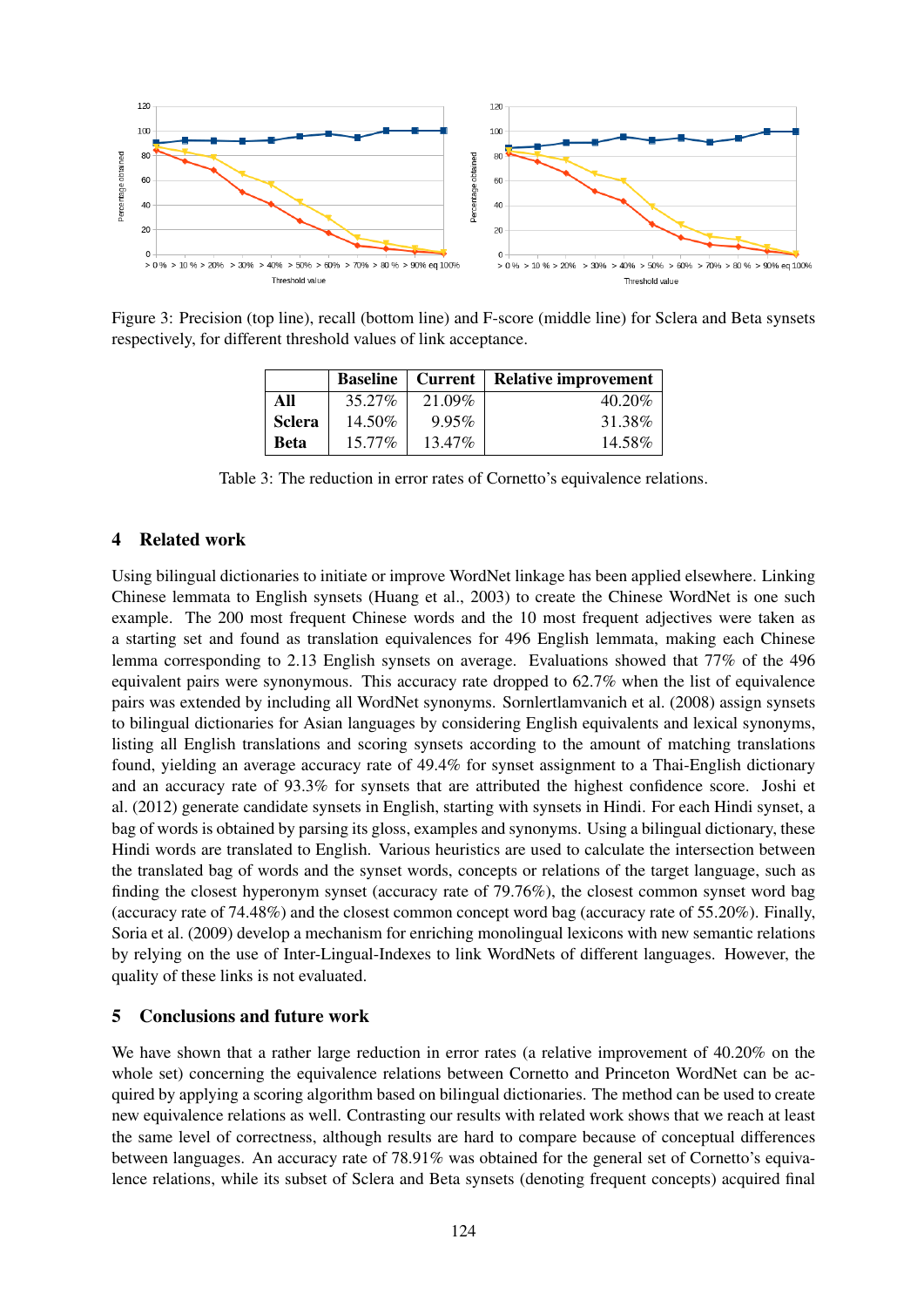Figure 3: Precision (top line), recall (bottom line) and F-score (middle line) for Sclera and Beta synsets respectively, for different threshold values of link acceptance.

| | Baseline | Current | Relative improvement |
|---|---|---|---|
| **All** | 35.27% | 21.09% | 40.20% |
| **Sclera** | 14.50% | 9.95% | 31.38% |
| **Beta** | 15.77% | 13.47% | 14.58% |

Table 3: The reduction in error rates of Cornetto's equivalence relations.

## 4 Related work

Using bilingual dictionaries to initiate or improve WordNet linkage has been applied elsewhere. Linking Chinese lemmata to English synsets (Huang et al., 2003) to create the Chinese WordNet is one such example. The 200 most frequent Chinese words and the 10 most frequent adjectives were taken as a starting set and found as translation equivalences for 496 English lemmata, making each Chinese lemma corresponding to 2.13 English synsets on average. Evaluations showed that 77% of the 496 equivalent pairs were synonymous. This accuracy rate dropped to 62.7% when the list of equivalence pairs was extended by including all WordNet synonyms. Sornlertlamvanich et al. (2008) assign synsets to bilingual dictionaries for Asian languages by considering English equivalents and lexical synonyms, listing all English translations and scoring synsets according to the amount of matching translations found, yielding an average accuracy rate of 49.4% for synset assignment to a Thai-English dictionary and an accuracy rate of 93.3% for synsets that are attributed the highest confidence score. Joshi et al. (2012) generate candidate synsets in English, starting with synsets in Hindi. For each Hindi synset, a bag of words is obtained by parsing its gloss, examples and synonyms. Using a bilingual dictionary, these Hindi words are translated to English. Various heuristics are used to calculate the intersection between the translated bag of words and the synset words, concepts or relations of the target language, such as finding the closest hyperonym synset (accuracy rate of 79.76%), the closest common synset word bag (accuracy rate of 74.48%) and the closest common concept word bag (accuracy rate of 55.20%). Finally, Soria et al. (2009) develop a mechanism for enriching monolingual lexicons with new semantic relations by relying on the use of Inter-Lingual-Indexes to link WordNets of different languages. However, the quality of these links is not evaluated.

## 5 Conclusions and future work

We have shown that a rather large reduction in error rates (a relative improvement of 40.20% on the whole set) concerning the equivalence relations between Cornetto and Princeton WordNet can be acquired by applying a scoring algorithm based on bilingual dictionaries. The method can be used to create new equivalence relations as well. Contrasting our results with related work shows that we reach at least the same level of correctness, although results are hard to compare because of conceptual differences between languages. An accuracy rate of 78.91% was obtained for the general set of Cornetto's equivalence relations, while its subset of Sclera and Beta synsets (denoting frequent concepts) acquired final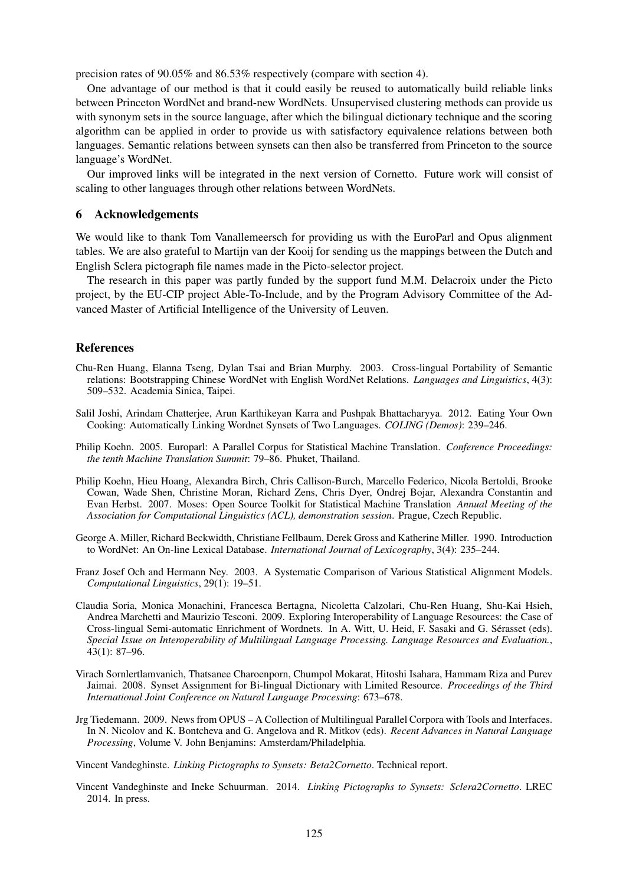precision rates of 90.05% and 86.53% respectively (compare with section 4).

One advantage of our method is that it could easily be reused to automatically build reliable links between Princeton WordNet and brand-new WordNets. Unsupervised clustering methods can provide us with synonym sets in the source language, after which the bilingual dictionary technique and the scoring algorithm can be applied in order to provide us with satisfactory equivalence relations between both languages. Semantic relations between synsets can then also be transferred from Princeton to the source language's WordNet.

Our improved links will be integrated in the next version of Cornetto. Future work will consist of scaling to other languages through other relations between WordNets.

## 6 Acknowledgements

We would like to thank Tom Vanallemeersch for providing us with the EuroParl and Opus alignment tables. We are also grateful to Martijn van der Kooij for sending us the mappings between the Dutch and English Sclera pictograph file names made in the Picto-selector project.

The research in this paper was partly funded by the support fund M.M. Delacroix under the Picto project, by the EU-CIP project Able-To-Include, and by the Program Advisory Committee of the Advanced Master of Artificial Intelligence of the University of Leuven.

## References

Chu-Ren Huang, Elanna Tseng, Dylan Tsai and Brian Murphy. 2003. Cross-lingual Portability of Semantic relations: Bootstrapping Chinese WordNet with English WordNet Relations. *Languages and Linguistics*, 4(3): 509–532. Academia Sinica, Taipei.

Salil Joshi, Arindam Chatterjee, Arun Karthikeyan Karra and Pushpak Bhattacharyya. 2012. Eating Your Own Cooking: Automatically Linking Wordnet Synsets of Two Languages. *COLING (Demos)*: 239–246.

Philip Koehn. 2005. Europarl: A Parallel Corpus for Statistical Machine Translation. *Conference Proceedings: the tenth Machine Translation Summit*: 79–86. Phuket, Thailand.

Philip Koehn, Hieu Hoang, Alexandra Birch, Chris Callison-Burch, Marcello Federico, Nicola Bertoldi, Brooke Cowan, Wade Shen, Christine Moran, Richard Zens, Chris Dyer, Ondrej Bojar, Alexandra Constantin and Evan Herbst. 2007. Moses: Open Source Toolkit for Statistical Machine Translation *Annual Meeting of the Association for Computational Linguistics (ACL), demonstration session*. Prague, Czech Republic.

George A. Miller, Richard Beckwidth, Christiane Fellbaum, Derek Gross and Katherine Miller. 1990. Introduction to WordNet: An On-line Lexical Database. *International Journal of Lexicography*, 3(4): 235–244.

Franz Josef Och and Hermann Ney. 2003. A Systematic Comparison of Various Statistical Alignment Models. *Computational Linguistics*, 29(1): 19–51.

Claudia Soria, Monica Monachini, Francesca Bertagna, Nicoletta Calzolari, Chu-Ren Huang, Shu-Kai Hsieh, Andrea Marchetti and Maurizio Tesconi. 2009. Exploring Interoperability of Language Resources: the Case of Cross-lingual Semi-automatic Enrichment of Wordnets. In A. Witt, U. Heid, F. Sasaki and G. Sérasset (eds). *Special Issue on Interoperability of Multilingual Language Processing. Language Resources and Evaluation.*, 43(1): 87–96.

Virach Sornlertlamvanich, Thatsanee Charoenporn, Chumpol Mokarat, Hitoshi Isahara, Hammam Riza and Purev Jaimai. 2008. Synset Assignment for Bi-lingual Dictionary with Limited Resource. *Proceedings of the Third International Joint Conference on Natural Language Processing*: 673–678.

Jrg Tiedemann. 2009. News from OPUS – A Collection of Multilingual Parallel Corpora with Tools and Interfaces. In N. Nicolov and K. Bontcheva and G. Angelova and R. Mitkov (eds). *Recent Advances in Natural Language Processing*, Volume V. John Benjamins: Amsterdam/Philadelphia.

Vincent Vandeghinste. *Linking Pictographs to Synsets: Beta2Cornetto*. Technical report.

Vincent Vandeghinste and Ineke Schuurman. 2014. *Linking Pictographs to Synsets: Sclera2Cornetto*. LREC 2014. In press.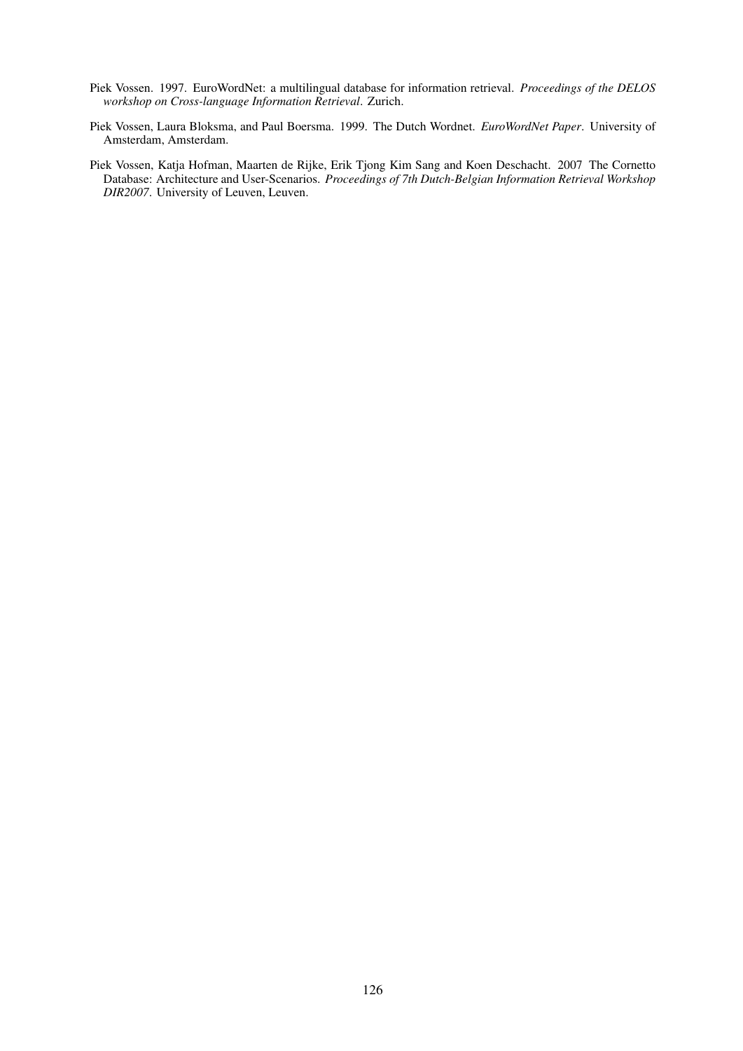Piek Vossen. 1997. EuroWordNet: a multilingual database for information retrieval. *Proceedings of the DELOS workshop on Cross-language Information Retrieval*. Zurich.

Piek Vossen, Laura Bloksma, and Paul Boersma. 1999. The Dutch Wordnet. *EuroWordNet Paper*. University of Amsterdam, Amsterdam.

Piek Vossen, Katja Hofman, Maarten de Rijke, Erik Tjong Kim Sang and Koen Deschacht. 2007 The Cornetto Database: Architecture and User-Scenarios. *Proceedings of 7th Dutch-Belgian Information Retrieval Workshop DIR2007*. University of Leuven, Leuven.